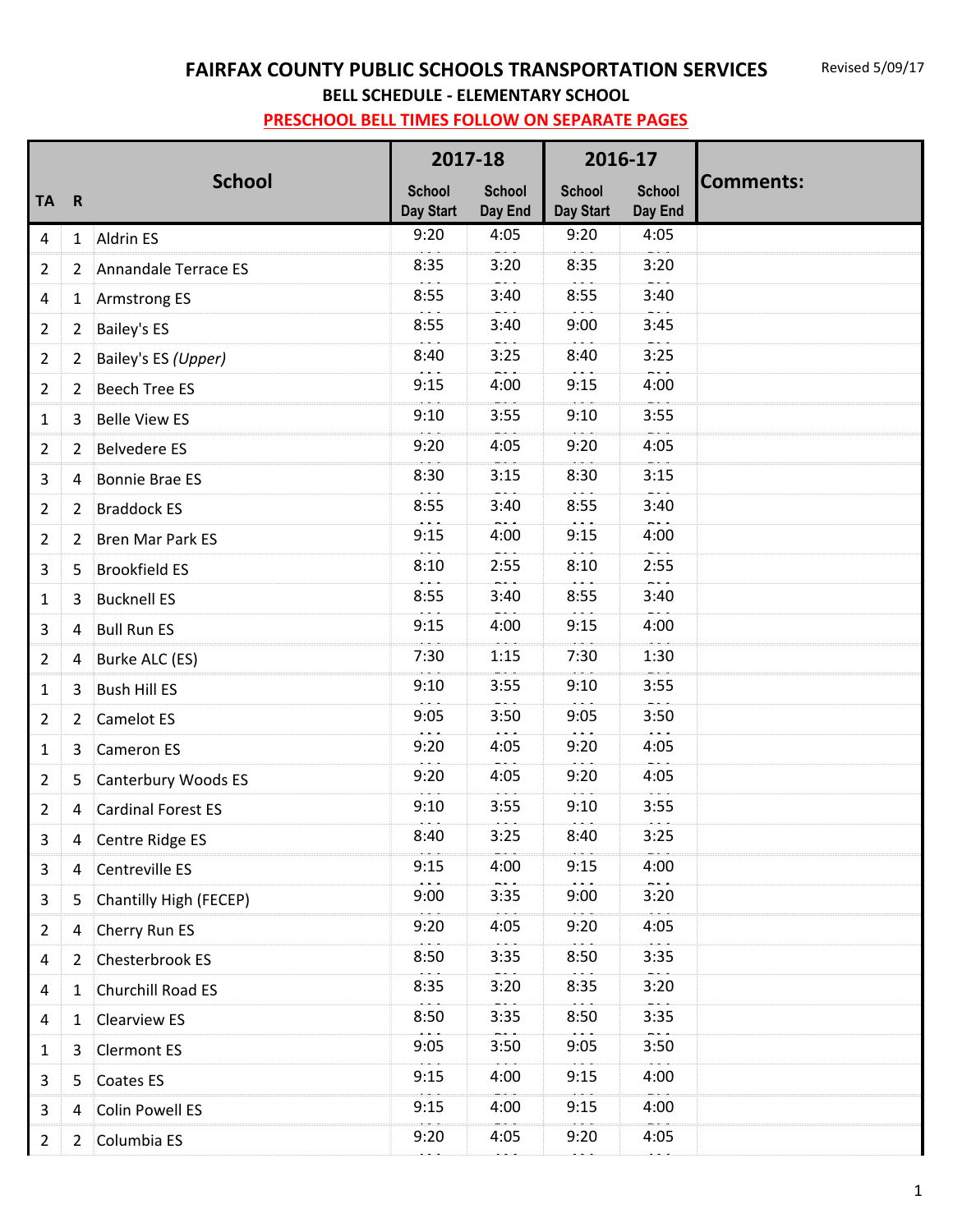# FAIRFAX COUNTY PUBLIC SCHOOLS TRANSPORTATION SERVICES

Revised 5/09/17

## BELL SCHEDULE - ELEMENTARY SCHOOL

**PRESCHOOL BELL TIMES FOLLOW ON SEPARATE PAGES**

| TA | R | School | 2017-18 School Day Start | 2017-18 School Day End | 2016-17 School Day Start | 2016-17 School Day End | Comments: |
|---|---|---|---|---|---|---|---|
| 4 | 1 | Aldrin ES | 9:20 | 4:05 | 9:20 | 4:05 | |
| 2 | 2 | Annandale Terrace ES | 8:35 | 3:20 | 8:35 | 3:20 | |
| 4 | 1 | Armstrong ES | 8:55 | 3:40 | 8:55 | 3:40 | |
| 2 | 2 | Bailey's ES | 8:55 | 3:40 | 9:00 | 3:45 | |
| 2 | 2 | Bailey's ES *(Upper)* | 8:40 | 3:25 | 8:40 | 3:25 | |
| 2 | 2 | Beech Tree ES | 9:15 | 4:00 | 9:15 | 4:00 | |
| 1 | 3 | Belle View ES | 9:10 | 3:55 | 9:10 | 3:55 | |
| 2 | 2 | Belvedere ES | 9:20 | 4:05 | 9:20 | 4:05 | |
| 3 | 4 | Bonnie Brae ES | 8:30 | 3:15 | 8:30 | 3:15 | |
| 2 | 2 | Braddock ES | 8:55 | 3:40 | 8:55 | 3:40 | |
| 2 | 2 | Bren Mar Park ES | 9:15 | 4:00 | 9:15 | 4:00 | |
| 3 | 5 | Brookfield ES | 8:10 | 2:55 | 8:10 | 2:55 | |
| 1 | 3 | Bucknell ES | 8:55 | 3:40 | 8:55 | 3:40 | |
| 3 | 4 | Bull Run ES | 9:15 | 4:00 | 9:15 | 4:00 | |
| 2 | 4 | Burke ALC (ES) | 7:30 | 1:15 | 7:30 | 1:30 | |
| 1 | 3 | Bush Hill ES | 9:10 | 3:55 | 9:10 | 3:55 | |
| 2 | 2 | Camelot ES | 9:05 | 3:50 | 9:05 | 3:50 | |
| 1 | 3 | Cameron ES | 9:20 | 4:05 | 9:20 | 4:05 | |
| 2 | 5 | Canterbury Woods ES | 9:20 | 4:05 | 9:20 | 4:05 | |
| 2 | 4 | Cardinal Forest ES | 9:10 | 3:55 | 9:10 | 3:55 | |
| 3 | 4 | Centre Ridge ES | 8:40 | 3:25 | 8:40 | 3:25 | |
| 3 | 4 | Centreville ES | 9:15 | 4:00 | 9:15 | 4:00 | |
| 3 | 5 | Chantilly High (FECEP) | 9:00 | 3:35 | 9:00 | 3:20 | |
| 2 | 4 | Cherry Run ES | 9:20 | 4:05 | 9:20 | 4:05 | |
| 4 | 2 | Chesterbrook ES | 8:50 | 3:35 | 8:50 | 3:35 | |
| 4 | 1 | Churchill Road ES | 8:35 | 3:20 | 8:35 | 3:20 | |
| 4 | 1 | Clearview ES | 8:50 | 3:35 | 8:50 | 3:35 | |
| 1 | 3 | Clermont ES | 9:05 | 3:50 | 9:05 | 3:50 | |
| 3 | 5 | Coates ES | 9:15 | 4:00 | 9:15 | 4:00 | |
| 3 | 4 | Colin Powell ES | 9:15 | 4:00 | 9:15 | 4:00 | |
| 2 | 2 | Columbia ES | 9:20 | 4:05 | 9:20 | 4:05 | |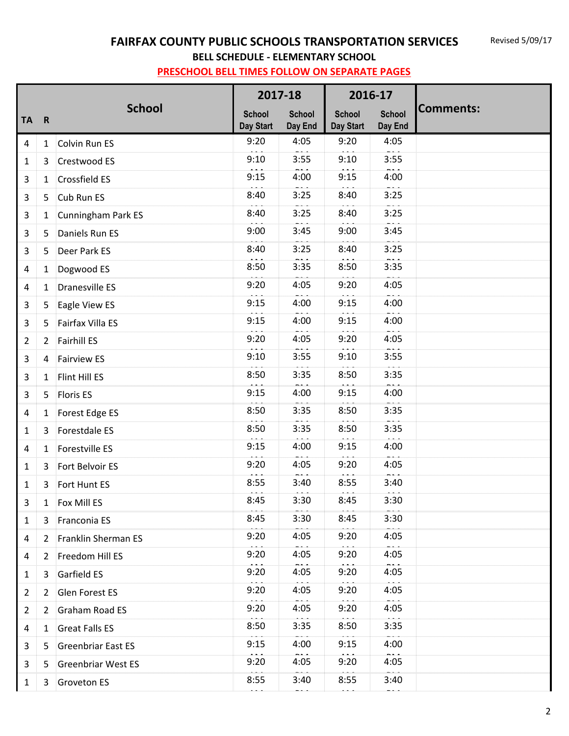# FAIRFAX COUNTY PUBLIC SCHOOLS TRANSPORTATION SERVICES

Revised 5/09/17

## BELL SCHEDULE - ELEMENTARY SCHOOL

**PRESCHOOL BELL TIMES FOLLOW ON SEPARATE PAGES**

| TA | R | School | 2017-18 School Day Start | 2017-18 School Day End | 2016-17 School Day Start | 2016-17 School Day End | Comments: |
|---|---|---|---|---|---|---|---|
| 4 | 1 | Colvin Run ES | 9:20 | 4:05 | 9:20 | 4:05 | |
| 1 | 3 | Crestwood ES | 9:10 | 3:55 | 9:10 | 3:55 | |
| 3 | 1 | Crossfield ES | 9:15 | 4:00 | 9:15 | 4:00 | |
| 3 | 5 | Cub Run ES | 8:40 | 3:25 | 8:40 | 3:25 | |
| 3 | 1 | Cunningham Park ES | 8:40 | 3:25 | 8:40 | 3:25 | |
| 3 | 5 | Daniels Run ES | 9:00 | 3:45 | 9:00 | 3:45 | |
| 3 | 5 | Deer Park ES | 8:40 | 3:25 | 8:40 | 3:25 | |
| 4 | 1 | Dogwood ES | 8:50 | 3:35 | 8:50 | 3:35 | |
| 4 | 1 | Dranesville ES | 9:20 | 4:05 | 9:20 | 4:05 | |
| 3 | 5 | Eagle View ES | 9:15 | 4:00 | 9:15 | 4:00 | |
| 3 | 5 | Fairfax Villa ES | 9:15 | 4:00 | 9:15 | 4:00 | |
| 2 | 2 | Fairhill ES | 9:20 | 4:05 | 9:20 | 4:05 | |
| 3 | 4 | Fairview ES | 9:10 | 3:55 | 9:10 | 3:55 | |
| 3 | 1 | Flint Hill ES | 8:50 | 3:35 | 8:50 | 3:35 | |
| 3 | 5 | Floris ES | 9:15 | 4:00 | 9:15 | 4:00 | |
| 4 | 1 | Forest Edge ES | 8:50 | 3:35 | 8:50 | 3:35 | |
| 1 | 3 | Forestdale ES | 8:50 | 3:35 | 8:50 | 3:35 | |
| 4 | 1 | Forestville ES | 9:15 | 4:00 | 9:15 | 4:00 | |
| 1 | 3 | Fort Belvoir ES | 9:20 | 4:05 | 9:20 | 4:05 | |
| 1 | 3 | Fort Hunt ES | 8:55 | 3:40 | 8:55 | 3:40 | |
| 3 | 1 | Fox Mill ES | 8:45 | 3:30 | 8:45 | 3:30 | |
| 1 | 3 | Franconia ES | 8:45 | 3:30 | 8:45 | 3:30 | |
| 4 | 2 | Franklin Sherman ES | 9:20 | 4:05 | 9:20 | 4:05 | |
| 4 | 2 | Freedom Hill ES | 9:20 | 4:05 | 9:20 | 4:05 | |
| 1 | 3 | Garfield ES | 9:20 | 4:05 | 9:20 | 4:05 | |
| 2 | 2 | Glen Forest ES | 9:20 | 4:05 | 9:20 | 4:05 | |
| 2 | 2 | Graham Road ES | 9:20 | 4:05 | 9:20 | 4:05 | |
| 4 | 1 | Great Falls ES | 8:50 | 3:35 | 8:50 | 3:35 | |
| 3 | 5 | Greenbriar East ES | 9:15 | 4:00 | 9:15 | 4:00 | |
| 3 | 5 | Greenbriar West ES | 9:20 | 4:05 | 9:20 | 4:05 | |
| 1 | 3 | Groveton ES | 8:55 | 3:40 | 8:55 | 3:40 | |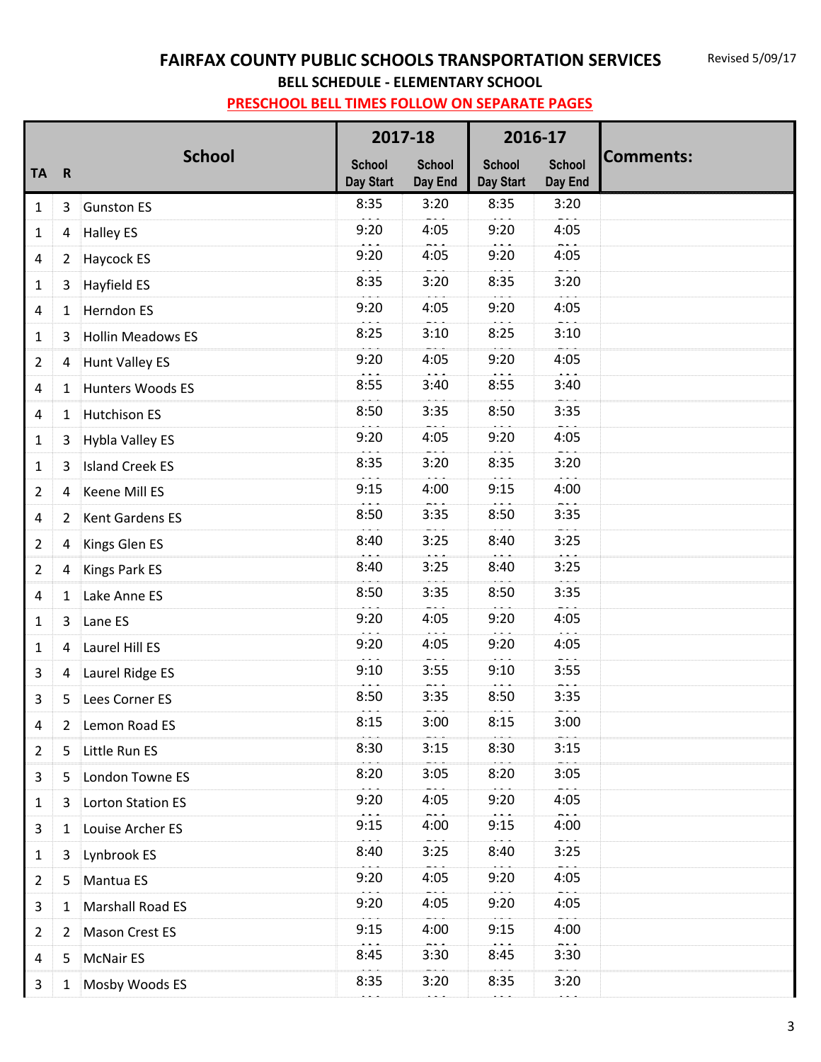# FAIRFAX COUNTY PUBLIC SCHOOLS TRANSPORTATION SERVICES

Revised 5/09/17

## BELL SCHEDULE - ELEMENTARY SCHOOL

**PRESCHOOL BELL TIMES FOLLOW ON SEPARATE PAGES**

| TA | R | School | 2017-18 | | 2016-17 | | Comments: |
|---|---|---|---|---|---|---|---|
| | | | School Day Start | School Day End | School Day Start | School Day End | |
| 1 | 3 | Gunston ES | 8:35 | 3:20 | 8:35 | 3:20 | |
| 1 | 4 | Halley ES | 9:20 | 4:05 | 9:20 | 4:05 | |
| 4 | 2 | Haycock ES | 9:20 | 4:05 | 9:20 | 4:05 | |
| 1 | 3 | Hayfield ES | 8:35 | 3:20 | 8:35 | 3:20 | |
| 4 | 1 | Herndon ES | 9:20 | 4:05 | 9:20 | 4:05 | |
| 1 | 3 | Hollin Meadows ES | 8:25 | 3:10 | 8:25 | 3:10 | |
| 2 | 4 | Hunt Valley ES | 9:20 | 4:05 | 9:20 | 4:05 | |
| 4 | 1 | Hunters Woods ES | 8:55 | 3:40 | 8:55 | 3:40 | |
| 4 | 1 | Hutchison ES | 8:50 | 3:35 | 8:50 | 3:35 | |
| 1 | 3 | Hybla Valley ES | 9:20 | 4:05 | 9:20 | 4:05 | |
| 1 | 3 | Island Creek ES | 8:35 | 3:20 | 8:35 | 3:20 | |
| 2 | 4 | Keene Mill ES | 9:15 | 4:00 | 9:15 | 4:00 | |
| 4 | 2 | Kent Gardens ES | 8:50 | 3:35 | 8:50 | 3:35 | |
| 2 | 4 | Kings Glen ES | 8:40 | 3:25 | 8:40 | 3:25 | |
| 2 | 4 | Kings Park ES | 8:40 | 3:25 | 8:40 | 3:25 | |
| 4 | 1 | Lake Anne ES | 8:50 | 3:35 | 8:50 | 3:35 | |
| 1 | 3 | Lane ES | 9:20 | 4:05 | 9:20 | 4:05 | |
| 1 | 4 | Laurel Hill ES | 9:20 | 4:05 | 9:20 | 4:05 | |
| 3 | 4 | Laurel Ridge ES | 9:10 | 3:55 | 9:10 | 3:55 | |
| 3 | 5 | Lees Corner ES | 8:50 | 3:35 | 8:50 | 3:35 | |
| 4 | 2 | Lemon Road ES | 8:15 | 3:00 | 8:15 | 3:00 | |
| 2 | 5 | Little Run ES | 8:30 | 3:15 | 8:30 | 3:15 | |
| 3 | 5 | London Towne ES | 8:20 | 3:05 | 8:20 | 3:05 | |
| 1 | 3 | Lorton Station ES | 9:20 | 4:05 | 9:20 | 4:05 | |
| 3 | 1 | Louise Archer ES | 9:15 | 4:00 | 9:15 | 4:00 | |
| 1 | 3 | Lynbrook ES | 8:40 | 3:25 | 8:40 | 3:25 | |
| 2 | 5 | Mantua ES | 9:20 | 4:05 | 9:20 | 4:05 | |
| 3 | 1 | Marshall Road ES | 9:20 | 4:05 | 9:20 | 4:05 | |
| 2 | 2 | Mason Crest ES | 9:15 | 4:00 | 9:15 | 4:00 | |
| 4 | 5 | McNair ES | 8:45 | 3:30 | 8:45 | 3:30 | |
| 3 | 1 | Mosby Woods ES | 8:35 | 3:20 | 8:35 | 3:20 | |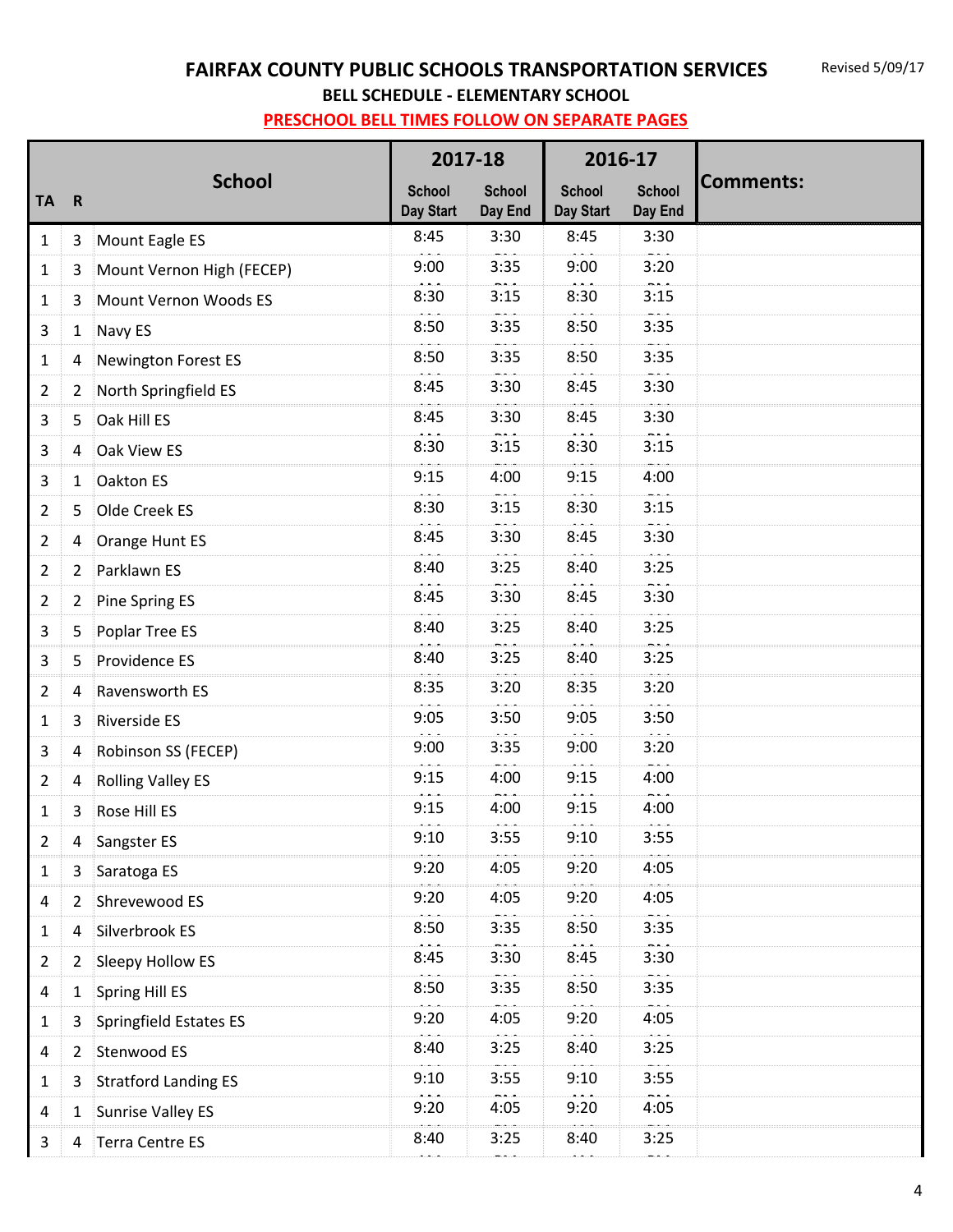# FAIRFAX COUNTY PUBLIC SCHOOLS TRANSPORTATION SERVICES

Revised 5/09/17

## BELL SCHEDULE - ELEMENTARY SCHOOL

**PRESCHOOL BELL TIMES FOLLOW ON SEPARATE PAGES**

| TA | R | School | 2017-18 School Day Start | 2017-18 School Day End | 2016-17 School Day Start | 2016-17 School Day End | Comments: |
|---|---|---|---|---|---|---|---|
| 1 | 3 | Mount Eagle ES | 8:45 | 3:30 | 8:45 | 3:30 | |
| 1 | 3 | Mount Vernon High (FECEP) | 9:00 | 3:35 | 9:00 | 3:20 | |
| 1 | 3 | Mount Vernon Woods ES | 8:30 | 3:15 | 8:30 | 3:15 | |
| 3 | 1 | Navy ES | 8:50 | 3:35 | 8:50 | 3:35 | |
| 1 | 4 | Newington Forest ES | 8:50 | 3:35 | 8:50 | 3:35 | |
| 2 | 2 | North Springfield ES | 8:45 | 3:30 | 8:45 | 3:30 | |
| 3 | 5 | Oak Hill ES | 8:45 | 3:30 | 8:45 | 3:30 | |
| 3 | 4 | Oak View ES | 8:30 | 3:15 | 8:30 | 3:15 | |
| 3 | 1 | Oakton ES | 9:15 | 4:00 | 9:15 | 4:00 | |
| 2 | 5 | Olde Creek ES | 8:30 | 3:15 | 8:30 | 3:15 | |
| 2 | 4 | Orange Hunt ES | 8:45 | 3:30 | 8:45 | 3:30 | |
| 2 | 2 | Parklawn ES | 8:40 | 3:25 | 8:40 | 3:25 | |
| 2 | 2 | Pine Spring ES | 8:45 | 3:30 | 8:45 | 3:30 | |
| 3 | 5 | Poplar Tree ES | 8:40 | 3:25 | 8:40 | 3:25 | |
| 3 | 5 | Providence ES | 8:40 | 3:25 | 8:40 | 3:25 | |
| 2 | 4 | Ravensworth ES | 8:35 | 3:20 | 8:35 | 3:20 | |
| 1 | 3 | Riverside ES | 9:05 | 3:50 | 9:05 | 3:50 | |
| 3 | 4 | Robinson SS (FECEP) | 9:00 | 3:35 | 9:00 | 3:20 | |
| 2 | 4 | Rolling Valley ES | 9:15 | 4:00 | 9:15 | 4:00 | |
| 1 | 3 | Rose Hill ES | 9:15 | 4:00 | 9:15 | 4:00 | |
| 2 | 4 | Sangster ES | 9:10 | 3:55 | 9:10 | 3:55 | |
| 1 | 3 | Saratoga ES | 9:20 | 4:05 | 9:20 | 4:05 | |
| 4 | 2 | Shrevewood ES | 9:20 | 4:05 | 9:20 | 4:05 | |
| 1 | 4 | Silverbrook ES | 8:50 | 3:35 | 8:50 | 3:35 | |
| 2 | 2 | Sleepy Hollow ES | 8:45 | 3:30 | 8:45 | 3:30 | |
| 4 | 1 | Spring Hill ES | 8:50 | 3:35 | 8:50 | 3:35 | |
| 1 | 3 | Springfield Estates ES | 9:20 | 4:05 | 9:20 | 4:05 | |
| 4 | 2 | Stenwood ES | 8:40 | 3:25 | 8:40 | 3:25 | |
| 1 | 3 | Stratford Landing ES | 9:10 | 3:55 | 9:10 | 3:55 | |
| 4 | 1 | Sunrise Valley ES | 9:20 | 4:05 | 9:20 | 4:05 | |
| 3 | 4 | Terra Centre ES | 8:40 | 3:25 | 8:40 | 3:25 | |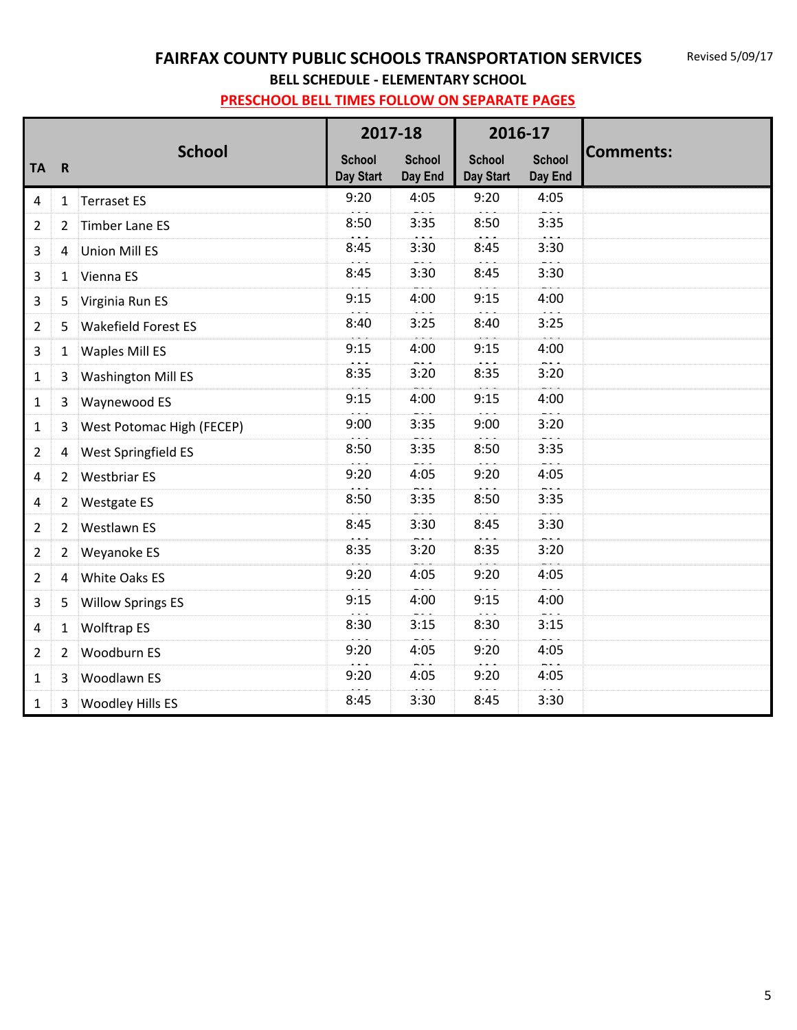# FAIRFAX COUNTY PUBLIC SCHOOLS TRANSPORTATION SERVICES

Revised 5/09/17

## BELL SCHEDULE - ELEMENTARY SCHOOL

**PRESCHOOL BELL TIMES FOLLOW ON SEPARATE PAGES**

| TA | R | School | 2017-18 | | 2016-17 | | Comments: |
|---|---|---|---|---|---|---|---|
| | | | School Day Start | School Day End | School Day Start | School Day End | |
| 4 | 1 | Terraset ES | 9:20 | 4:05 | 9:20 | 4:05 | |
| 2 | 2 | Timber Lane ES | 8:50 | 3:35 | 8:50 | 3:35 | |
| 3 | 4 | Union Mill ES | 8:45 | 3:30 | 8:45 | 3:30 | |
| 3 | 1 | Vienna ES | 8:45 | 3:30 | 8:45 | 3:30 | |
| 3 | 5 | Virginia Run ES | 9:15 | 4:00 | 9:15 | 4:00 | |
| 2 | 5 | Wakefield Forest ES | 8:40 | 3:25 | 8:40 | 3:25 | |
| 3 | 1 | Waples Mill ES | 9:15 | 4:00 | 9:15 | 4:00 | |
| 1 | 3 | Washington Mill ES | 8:35 | 3:20 | 8:35 | 3:20 | |
| 1 | 3 | Waynewood ES | 9:15 | 4:00 | 9:15 | 4:00 | |
| 1 | 3 | West Potomac High (FECEP) | 9:00 | 3:35 | 9:00 | 3:20 | |
| 2 | 4 | West Springfield ES | 8:50 | 3:35 | 8:50 | 3:35 | |
| 4 | 2 | Westbriar ES | 9:20 | 4:05 | 9:20 | 4:05 | |
| 4 | 2 | Westgate ES | 8:50 | 3:35 | 8:50 | 3:35 | |
| 2 | 2 | Westlawn ES | 8:45 | 3:30 | 8:45 | 3:30 | |
| 2 | 2 | Weyanoke ES | 8:35 | 3:20 | 8:35 | 3:20 | |
| 2 | 4 | White Oaks ES | 9:20 | 4:05 | 9:20 | 4:05 | |
| 3 | 5 | Willow Springs ES | 9:15 | 4:00 | 9:15 | 4:00 | |
| 4 | 1 | Wolftrap ES | 8:30 | 3:15 | 8:30 | 3:15 | |
| 2 | 2 | Woodburn ES | 9:20 | 4:05 | 9:20 | 4:05 | |
| 1 | 3 | Woodlawn ES | 9:20 | 4:05 | 9:20 | 4:05 | |
| 1 | 3 | Woodley Hills ES | 8:45 | 3:30 | 8:45 | 3:30 | |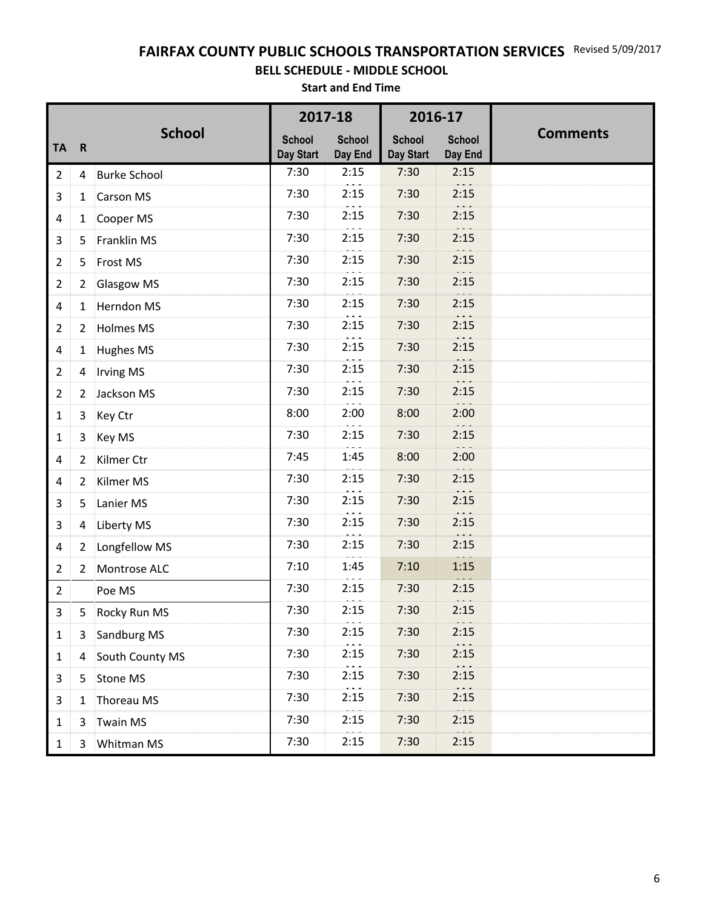# FAIRFAX COUNTY PUBLIC SCHOOLS TRANSPORTATION SERVICES

Revised 5/09/2017

## BELL SCHEDULE - MIDDLE SCHOOL

### Start and End Time

| TA | R | School | 2017-18 | | 2016-17 | | Comments |
|---|---|---|---|---|---|---|---|
| | | | School Day Start | School Day End | School Day Start | School Day End | |
| 2 | 4 | Burke School | 7:30 | 2:15 | 7:30 | 2:15 | |
| 3 | 1 | Carson MS | 7:30 | 2:15 | 7:30 | 2:15 | |
| 4 | 1 | Cooper MS | 7:30 | 2:15 | 7:30 | 2:15 | |
| 3 | 5 | Franklin MS | 7:30 | 2:15 | 7:30 | 2:15 | |
| 2 | 5 | Frost MS | 7:30 | 2:15 | 7:30 | 2:15 | |
| 2 | 2 | Glasgow MS | 7:30 | 2:15 | 7:30 | 2:15 | |
| 4 | 1 | Herndon MS | 7:30 | 2:15 | 7:30 | 2:15 | |
| 2 | 2 | Holmes MS | 7:30 | 2:15 | 7:30 | 2:15 | |
| 4 | 1 | Hughes MS | 7:30 | 2:15 | 7:30 | 2:15 | |
| 2 | 4 | Irving MS | 7:30 | 2:15 | 7:30 | 2:15 | |
| 2 | 2 | Jackson MS | 7:30 | 2:15 | 7:30 | 2:15 | |
| 1 | 3 | Key Ctr | 8:00 | 2:00 | 8:00 | 2:00 | |
| 1 | 3 | Key MS | 7:30 | 2:15 | 7:30 | 2:15 | |
| 4 | 2 | Kilmer Ctr | 7:45 | 1:45 | 8:00 | 2:00 | |
| 4 | 2 | Kilmer MS | 7:30 | 2:15 | 7:30 | 2:15 | |
| 3 | 5 | Lanier MS | 7:30 | 2:15 | 7:30 | 2:15 | |
| 3 | 4 | Liberty MS | 7:30 | 2:15 | 7:30 | 2:15 | |
| 4 | 2 | Longfellow MS | 7:30 | 2:15 | 7:30 | 2:15 | |
| 2 | 2 | Montrose ALC | 7:10 | 1:45 | 7:10 | 1:15 | |
| 2 | | Poe MS | 7:30 | 2:15 | 7:30 | 2:15 | |
| 3 | 5 | Rocky Run MS | 7:30 | 2:15 | 7:30 | 2:15 | |
| 1 | 3 | Sandburg MS | 7:30 | 2:15 | 7:30 | 2:15 | |
| 1 | 4 | South County MS | 7:30 | 2:15 | 7:30 | 2:15 | |
| 3 | 5 | Stone MS | 7:30 | 2:15 | 7:30 | 2:15 | |
| 3 | 1 | Thoreau MS | 7:30 | 2:15 | 7:30 | 2:15 | |
| 1 | 3 | Twain MS | 7:30 | 2:15 | 7:30 | 2:15 | |
| 1 | 3 | Whitman MS | 7:30 | 2:15 | 7:30 | 2:15 | |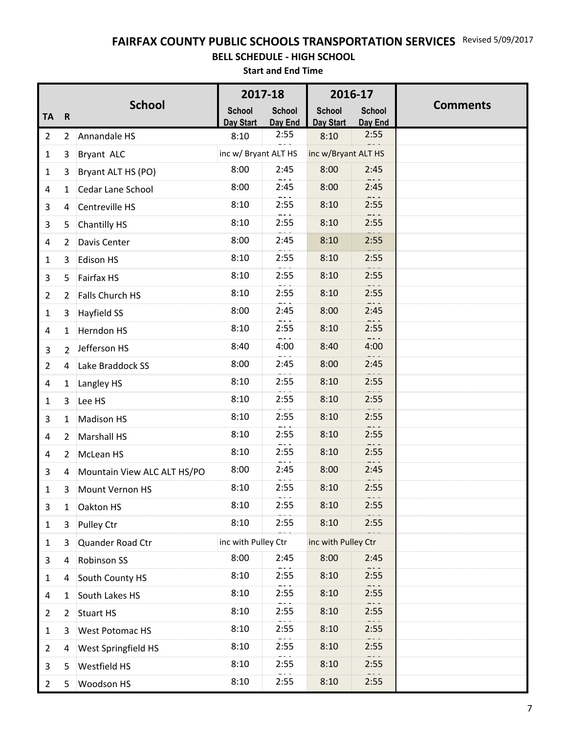# FAIRFAX COUNTY PUBLIC SCHOOLS TRANSPORTATION SERVICES

Revised 5/09/2017

## BELL SCHEDULE - HIGH SCHOOL

### Start and End Time

| TA | R | School | 2017-18 | | 2016-17 | | Comments |
|---|---|---|---|---|---|---|---|
| | | | School Day Start | School Day End | School Day Start | School Day End | |
| 2 | 2 | Annandale HS | 8:10 | 2:55 | 8:10 | 2:55 | |
| 1 | 3 | Bryant ALC | inc w/ Bryant ALT HS | | inc w/Bryant ALT HS | | |
| 1 | 3 | Bryant ALT HS (PO) | 8:00 | 2:45 | 8:00 | 2:45 | |
| 4 | 1 | Cedar Lane School | 8:00 | 2:45 | 8:00 | 2:45 | |
| 3 | 4 | Centreville HS | 8:10 | 2:55 | 8:10 | 2:55 | |
| 3 | 5 | Chantilly HS | 8:10 | 2:55 | 8:10 | 2:55 | |
| 4 | 2 | Davis Center | 8:00 | 2:45 | 8:10 | 2:55 | |
| 1 | 3 | Edison HS | 8:10 | 2:55 | 8:10 | 2:55 | |
| 3 | 5 | Fairfax HS | 8:10 | 2:55 | 8:10 | 2:55 | |
| 2 | 2 | Falls Church HS | 8:10 | 2:55 | 8:10 | 2:55 | |
| 1 | 3 | Hayfield SS | 8:00 | 2:45 | 8:00 | 2:45 | |
| 4 | 1 | Herndon HS | 8:10 | 2:55 | 8:10 | 2:55 | |
| 3 | 2 | Jefferson HS | 8:40 | 4:00 | 8:40 | 4:00 | |
| 2 | 4 | Lake Braddock SS | 8:00 | 2:45 | 8:00 | 2:45 | |
| 4 | 1 | Langley HS | 8:10 | 2:55 | 8:10 | 2:55 | |
| 1 | 3 | Lee HS | 8:10 | 2:55 | 8:10 | 2:55 | |
| 3 | 1 | Madison HS | 8:10 | 2:55 | 8:10 | 2:55 | |
| 4 | 2 | Marshall HS | 8:10 | 2:55 | 8:10 | 2:55 | |
| 4 | 2 | McLean HS | 8:10 | 2:55 | 8:10 | 2:55 | |
| 3 | 4 | Mountain View ALC ALT HS/PO | 8:00 | 2:45 | 8:00 | 2:45 | |
| 1 | 3 | Mount Vernon HS | 8:10 | 2:55 | 8:10 | 2:55 | |
| 3 | 1 | Oakton HS | 8:10 | 2:55 | 8:10 | 2:55 | |
| 1 | 3 | Pulley Ctr | 8:10 | 2:55 | 8:10 | 2:55 | |
| 1 | 3 | Quander Road Ctr | inc with Pulley Ctr | | inc with Pulley Ctr | | |
| 3 | 4 | Robinson SS | 8:00 | 2:45 | 8:00 | 2:45 | |
| 1 | 4 | South County HS | 8:10 | 2:55 | 8:10 | 2:55 | |
| 4 | 1 | South Lakes HS | 8:10 | 2:55 | 8:10 | 2:55 | |
| 2 | 2 | Stuart HS | 8:10 | 2:55 | 8:10 | 2:55 | |
| 1 | 3 | West Potomac HS | 8:10 | 2:55 | 8:10 | 2:55 | |
| 2 | 4 | West Springfield HS | 8:10 | 2:55 | 8:10 | 2:55 | |
| 3 | 5 | Westfield HS | 8:10 | 2:55 | 8:10 | 2:55 | |
| 2 | 5 | Woodson HS | 8:10 | 2:55 | 8:10 | 2:55 | |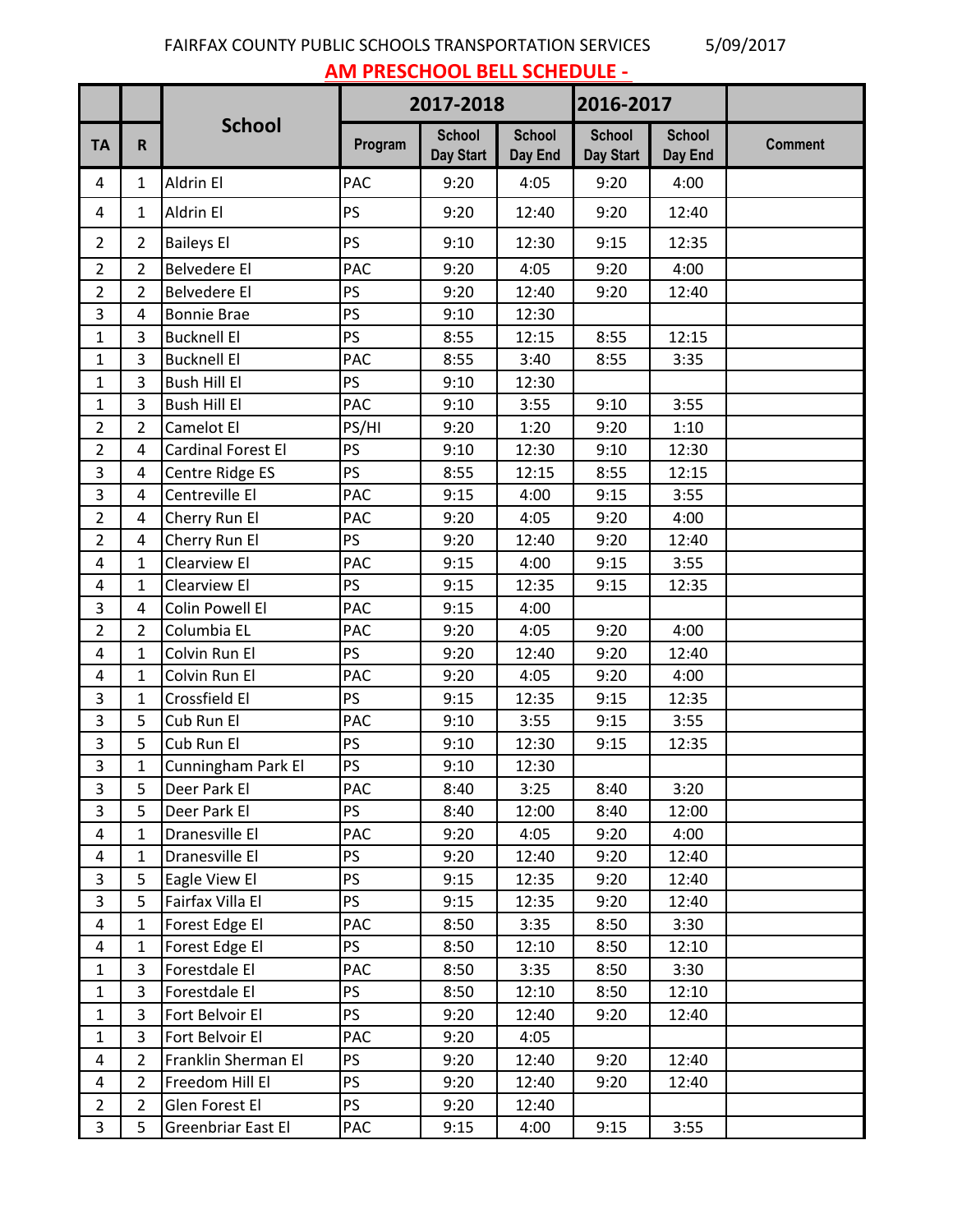FAIRFAX COUNTY PUBLIC SCHOOLS TRANSPORTATION SERVICES 5/09/2017

## AM PRESCHOOL BELL SCHEDULE -

| | | | 2017-2018 | | | 2016-2017 | | |
|---|---|---|---|---|---|---|---|---|
| TA | R | School | Program | School Day Start | School Day End | School Day Start | School Day End | Comment |
| 4 | 1 | Aldrin El | PAC | 9:20 | 4:05 | 9:20 | 4:00 | |
| 4 | 1 | Aldrin El | PS | 9:20 | 12:40 | 9:20 | 12:40 | |
| 2 | 2 | Baileys El | PS | 9:10 | 12:30 | 9:15 | 12:35 | |
| 2 | 2 | Belvedere El | PAC | 9:20 | 4:05 | 9:20 | 4:00 | |
| 2 | 2 | Belvedere El | PS | 9:20 | 12:40 | 9:20 | 12:40 | |
| 3 | 4 | Bonnie Brae | PS | 9:10 | 12:30 | | | |
| 1 | 3 | Bucknell El | PS | 8:55 | 12:15 | 8:55 | 12:15 | |
| 1 | 3 | Bucknell El | PAC | 8:55 | 3:40 | 8:55 | 3:35 | |
| 1 | 3 | Bush Hill El | PS | 9:10 | 12:30 | | | |
| 1 | 3 | Bush Hill El | PAC | 9:10 | 3:55 | 9:10 | 3:55 | |
| 2 | 2 | Camelot El | PS/HI | 9:20 | 1:20 | 9:20 | 1:10 | |
| 2 | 4 | Cardinal Forest El | PS | 9:10 | 12:30 | 9:10 | 12:30 | |
| 3 | 4 | Centre Ridge ES | PS | 8:55 | 12:15 | 8:55 | 12:15 | |
| 3 | 4 | Centreville El | PAC | 9:15 | 4:00 | 9:15 | 3:55 | |
| 2 | 4 | Cherry Run El | PAC | 9:20 | 4:05 | 9:20 | 4:00 | |
| 2 | 4 | Cherry Run El | PS | 9:20 | 12:40 | 9:20 | 12:40 | |
| 4 | 1 | Clearview El | PAC | 9:15 | 4:00 | 9:15 | 3:55 | |
| 4 | 1 | Clearview El | PS | 9:15 | 12:35 | 9:15 | 12:35 | |
| 3 | 4 | Colin Powell El | PAC | 9:15 | 4:00 | | | |
| 2 | 2 | Columbia EL | PAC | 9:20 | 4:05 | 9:20 | 4:00 | |
| 4 | 1 | Colvin Run El | PS | 9:20 | 12:40 | 9:20 | 12:40 | |
| 4 | 1 | Colvin Run El | PAC | 9:20 | 4:05 | 9:20 | 4:00 | |
| 3 | 1 | Crossfield El | PS | 9:15 | 12:35 | 9:15 | 12:35 | |
| 3 | 5 | Cub Run El | PAC | 9:10 | 3:55 | 9:15 | 3:55 | |
| 3 | 5 | Cub Run El | PS | 9:10 | 12:30 | 9:15 | 12:35 | |
| 3 | 1 | Cunningham Park El | PS | 9:10 | 12:30 | | | |
| 3 | 5 | Deer Park El | PAC | 8:40 | 3:25 | 8:40 | 3:20 | |
| 3 | 5 | Deer Park El | PS | 8:40 | 12:00 | 8:40 | 12:00 | |
| 4 | 1 | Dranesville El | PAC | 9:20 | 4:05 | 9:20 | 4:00 | |
| 4 | 1 | Dranesville El | PS | 9:20 | 12:40 | 9:20 | 12:40 | |
| 3 | 5 | Eagle View El | PS | 9:15 | 12:35 | 9:20 | 12:40 | |
| 3 | 5 | Fairfax Villa El | PS | 9:15 | 12:35 | 9:20 | 12:40 | |
| 4 | 1 | Forest Edge El | PAC | 8:50 | 3:35 | 8:50 | 3:30 | |
| 4 | 1 | Forest Edge El | PS | 8:50 | 12:10 | 8:50 | 12:10 | |
| 1 | 3 | Forestdale El | PAC | 8:50 | 3:35 | 8:50 | 3:30 | |
| 1 | 3 | Forestdale El | PS | 8:50 | 12:10 | 8:50 | 12:10 | |
| 1 | 3 | Fort Belvoir El | PS | 9:20 | 12:40 | 9:20 | 12:40 | |
| 1 | 3 | Fort Belvoir El | PAC | 9:20 | 4:05 | | | |
| 4 | 2 | Franklin Sherman El | PS | 9:20 | 12:40 | 9:20 | 12:40 | |
| 4 | 2 | Freedom Hill El | PS | 9:20 | 12:40 | 9:20 | 12:40 | |
| 2 | 2 | Glen Forest El | PS | 9:20 | 12:40 | | | |
| 3 | 5 | Greenbriar East El | PAC | 9:15 | 4:00 | 9:15 | 3:55 | |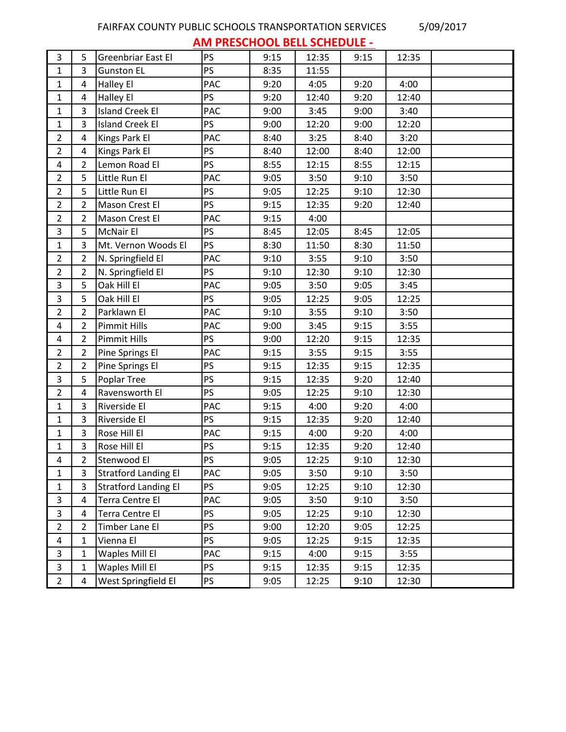FAIRFAX COUNTY PUBLIC SCHOOLS TRANSPORTATION SERVICES 5/09/2017

## AM PRESCHOOL BELL SCHEDULE -

| | | | | | | | | |
|---|---|---|---|---|---|---|---|---|
| 3 | 5 | Greenbriar East El | PS | 9:15 | 12:35 | 9:15 | 12:35 | |
| 1 | 3 | Gunston EL | PS | 8:35 | 11:55 | | | |
| 1 | 4 | Halley El | PAC | 9:20 | 4:05 | 9:20 | 4:00 | |
| 1 | 4 | Halley El | PS | 9:20 | 12:40 | 9:20 | 12:40 | |
| 1 | 3 | Island Creek El | PAC | 9:00 | 3:45 | 9:00 | 3:40 | |
| 1 | 3 | Island Creek El | PS | 9:00 | 12:20 | 9:00 | 12:20 | |
| 2 | 4 | Kings Park El | PAC | 8:40 | 3:25 | 8:40 | 3:20 | |
| 2 | 4 | Kings Park El | PS | 8:40 | 12:00 | 8:40 | 12:00 | |
| 4 | 2 | Lemon Road El | PS | 8:55 | 12:15 | 8:55 | 12:15 | |
| 2 | 5 | Little Run El | PAC | 9:05 | 3:50 | 9:10 | 3:50 | |
| 2 | 5 | Little Run El | PS | 9:05 | 12:25 | 9:10 | 12:30 | |
| 2 | 2 | Mason Crest El | PS | 9:15 | 12:35 | 9:20 | 12:40 | |
| 2 | 2 | Mason Crest El | PAC | 9:15 | 4:00 | | | |
| 3 | 5 | McNair El | PS | 8:45 | 12:05 | 8:45 | 12:05 | |
| 1 | 3 | Mt. Vernon Woods El | PS | 8:30 | 11:50 | 8:30 | 11:50 | |
| 2 | 2 | N. Springfield El | PAC | 9:10 | 3:55 | 9:10 | 3:50 | |
| 2 | 2 | N. Springfield El | PS | 9:10 | 12:30 | 9:10 | 12:30 | |
| 3 | 5 | Oak Hill El | PAC | 9:05 | 3:50 | 9:05 | 3:45 | |
| 3 | 5 | Oak Hill El | PS | 9:05 | 12:25 | 9:05 | 12:25 | |
| 2 | 2 | Parklawn El | PAC | 9:10 | 3:55 | 9:10 | 3:50 | |
| 4 | 2 | Pimmit Hills | PAC | 9:00 | 3:45 | 9:15 | 3:55 | |
| 4 | 2 | Pimmit Hills | PS | 9:00 | 12:20 | 9:15 | 12:35 | |
| 2 | 2 | Pine Springs El | PAC | 9:15 | 3:55 | 9:15 | 3:55 | |
| 2 | 2 | Pine Springs El | PS | 9:15 | 12:35 | 9:15 | 12:35 | |
| 3 | 5 | Poplar Tree | PS | 9:15 | 12:35 | 9:20 | 12:40 | |
| 2 | 4 | Ravensworth El | PS | 9:05 | 12:25 | 9:10 | 12:30 | |
| 1 | 3 | Riverside El | PAC | 9:15 | 4:00 | 9:20 | 4:00 | |
| 1 | 3 | Riverside El | PS | 9:15 | 12:35 | 9:20 | 12:40 | |
| 1 | 3 | Rose Hill El | PAC | 9:15 | 4:00 | 9:20 | 4:00 | |
| 1 | 3 | Rose Hill El | PS | 9:15 | 12:35 | 9:20 | 12:40 | |
| 4 | 2 | Stenwood El | PS | 9:05 | 12:25 | 9:10 | 12:30 | |
| 1 | 3 | Stratford Landing El | PAC | 9:05 | 3:50 | 9:10 | 3:50 | |
| 1 | 3 | Stratford Landing El | PS | 9:05 | 12:25 | 9:10 | 12:30 | |
| 3 | 4 | Terra Centre El | PAC | 9:05 | 3:50 | 9:10 | 3:50 | |
| 3 | 4 | Terra Centre El | PS | 9:05 | 12:25 | 9:10 | 12:30 | |
| 2 | 2 | Timber Lane El | PS | 9:00 | 12:20 | 9:05 | 12:25 | |
| 4 | 1 | Vienna El | PS | 9:05 | 12:25 | 9:15 | 12:35 | |
| 3 | 1 | Waples Mill El | PAC | 9:15 | 4:00 | 9:15 | 3:55 | |
| 3 | 1 | Waples Mill El | PS | 9:15 | 12:35 | 9:15 | 12:35 | |
| 2 | 4 | West Springfield El | PS | 9:05 | 12:25 | 9:10 | 12:30 | |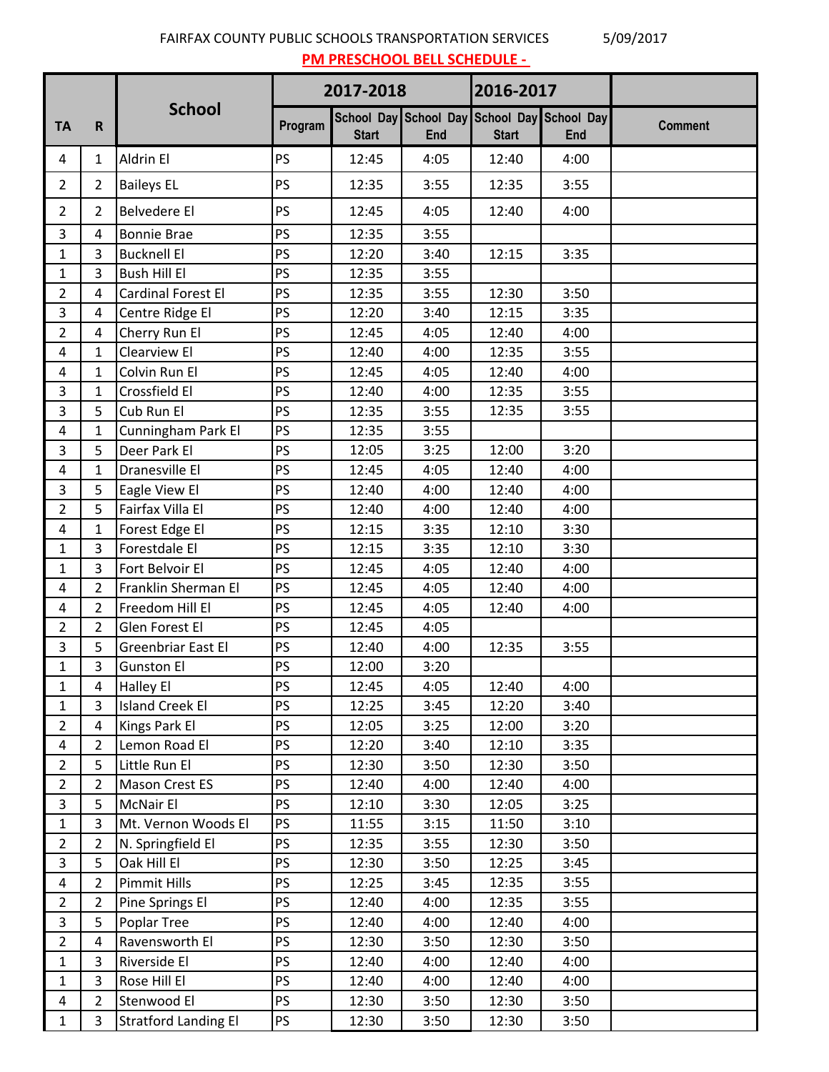FAIRFAX COUNTY PUBLIC SCHOOLS TRANSPORTATION SERVICES 5/09/2017

## PM PRESCHOOL BELL SCHEDULE -

| TA | R | School | 2017-2018 | | | 2016-2017 | | |
|---|---|---|---|---|---|---|---|---|
| | | | Program | School Day Start | School Day End | School Day Start | School Day End | Comment |
| 4 | 1 | Aldrin El | PS | 12:45 | 4:05 | 12:40 | 4:00 | |
| 2 | 2 | Baileys EL | PS | 12:35 | 3:55 | 12:35 | 3:55 | |
| 2 | 2 | Belvedere El | PS | 12:45 | 4:05 | 12:40 | 4:00 | |
| 3 | 4 | Bonnie Brae | PS | 12:35 | 3:55 | | | |
| 1 | 3 | Bucknell El | PS | 12:20 | 3:40 | 12:15 | 3:35 | |
| 1 | 3 | Bush Hill El | PS | 12:35 | 3:55 | | | |
| 2 | 4 | Cardinal Forest El | PS | 12:35 | 3:55 | 12:30 | 3:50 | |
| 3 | 4 | Centre Ridge El | PS | 12:20 | 3:40 | 12:15 | 3:35 | |
| 2 | 4 | Cherry Run El | PS | 12:45 | 4:05 | 12:40 | 4:00 | |
| 4 | 1 | Clearview El | PS | 12:40 | 4:00 | 12:35 | 3:55 | |
| 4 | 1 | Colvin Run El | PS | 12:45 | 4:05 | 12:40 | 4:00 | |
| 3 | 1 | Crossfield El | PS | 12:40 | 4:00 | 12:35 | 3:55 | |
| 3 | 5 | Cub Run El | PS | 12:35 | 3:55 | 12:35 | 3:55 | |
| 4 | 1 | Cunningham Park El | PS | 12:35 | 3:55 | | | |
| 3 | 5 | Deer Park El | PS | 12:05 | 3:25 | 12:00 | 3:20 | |
| 4 | 1 | Dranesville El | PS | 12:45 | 4:05 | 12:40 | 4:00 | |
| 3 | 5 | Eagle View El | PS | 12:40 | 4:00 | 12:40 | 4:00 | |
| 2 | 5 | Fairfax Villa El | PS | 12:40 | 4:00 | 12:40 | 4:00 | |
| 4 | 1 | Forest Edge El | PS | 12:15 | 3:35 | 12:10 | 3:30 | |
| 1 | 3 | Forestdale El | PS | 12:15 | 3:35 | 12:10 | 3:30 | |
| 1 | 3 | Fort Belvoir El | PS | 12:45 | 4:05 | 12:40 | 4:00 | |
| 4 | 2 | Franklin Sherman El | PS | 12:45 | 4:05 | 12:40 | 4:00 | |
| 4 | 2 | Freedom Hill El | PS | 12:45 | 4:05 | 12:40 | 4:00 | |
| 2 | 2 | Glen Forest El | PS | 12:45 | 4:05 | | | |
| 3 | 5 | Greenbriar East El | PS | 12:40 | 4:00 | 12:35 | 3:55 | |
| 1 | 3 | Gunston El | PS | 12:00 | 3:20 | | | |
| 1 | 4 | Halley El | PS | 12:45 | 4:05 | 12:40 | 4:00 | |
| 1 | 3 | Island Creek El | PS | 12:25 | 3:45 | 12:20 | 3:40 | |
| 2 | 4 | Kings Park El | PS | 12:05 | 3:25 | 12:00 | 3:20 | |
| 4 | 2 | Lemon Road El | PS | 12:20 | 3:40 | 12:10 | 3:35 | |
| 2 | 5 | Little Run El | PS | 12:30 | 3:50 | 12:30 | 3:50 | |
| 2 | 2 | Mason Crest ES | PS | 12:40 | 4:00 | 12:40 | 4:00 | |
| 3 | 5 | McNair El | PS | 12:10 | 3:30 | 12:05 | 3:25 | |
| 1 | 3 | Mt. Vernon Woods El | PS | 11:55 | 3:15 | 11:50 | 3:10 | |
| 2 | 2 | N. Springfield El | PS | 12:35 | 3:55 | 12:30 | 3:50 | |
| 3 | 5 | Oak Hill El | PS | 12:30 | 3:50 | 12:25 | 3:45 | |
| 4 | 2 | Pimmit Hills | PS | 12:25 | 3:45 | 12:35 | 3:55 | |
| 2 | 2 | Pine Springs El | PS | 12:40 | 4:00 | 12:35 | 3:55 | |
| 3 | 5 | Poplar Tree | PS | 12:40 | 4:00 | 12:40 | 4:00 | |
| 2 | 4 | Ravensworth El | PS | 12:30 | 3:50 | 12:30 | 3:50 | |
| 1 | 3 | Riverside El | PS | 12:40 | 4:00 | 12:40 | 4:00 | |
| 1 | 3 | Rose Hill El | PS | 12:40 | 4:00 | 12:40 | 4:00 | |
| 4 | 2 | Stenwood El | PS | 12:30 | 3:50 | 12:30 | 3:50 | |
| 1 | 3 | Stratford Landing El | PS | 12:30 | 3:50 | 12:30 | 3:50 | |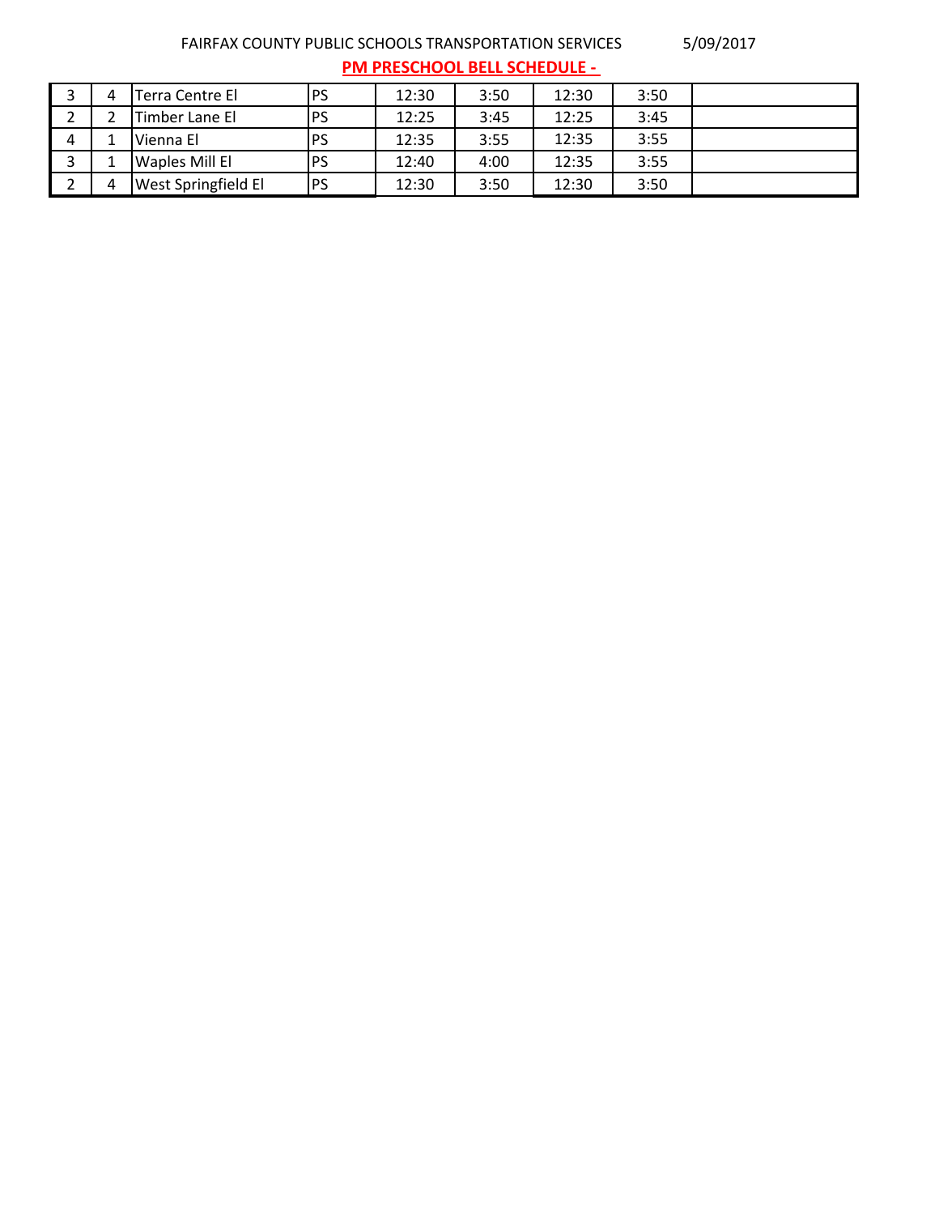FAIRFAX COUNTY PUBLIC SCHOOLS TRANSPORTATION SERVICES 5/09/2017

## PM PRESCHOOL BELL SCHEDULE -

| | | | | | | | | |
|---|---|---|---|---|---|---|---|---|
| 3 | 4 | Terra Centre El | PS | 12:30 | 3:50 | 12:30 | 3:50 | |
| 2 | 2 | Timber Lane El | PS | 12:25 | 3:45 | 12:25 | 3:45 | |
| 4 | 1 | Vienna El | PS | 12:35 | 3:55 | 12:35 | 3:55 | |
| 3 | 1 | Waples Mill El | PS | 12:40 | 4:00 | 12:35 | 3:55 | |
| 2 | 4 | West Springfield El | PS | 12:30 | 3:50 | 12:30 | 3:50 | |